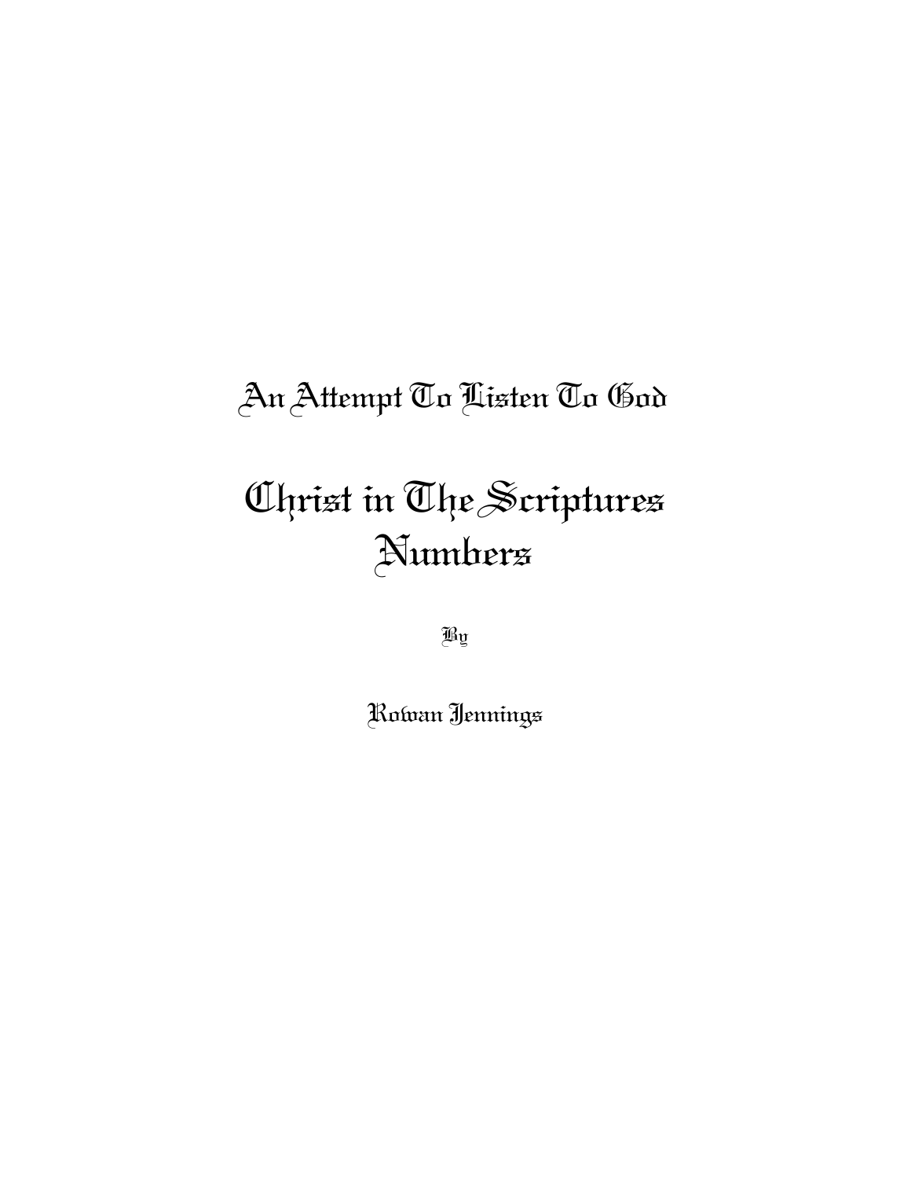## An Attempt To Listen To God

# Christ in The Scriptures
# Numbers

By

**Rowan Jennings**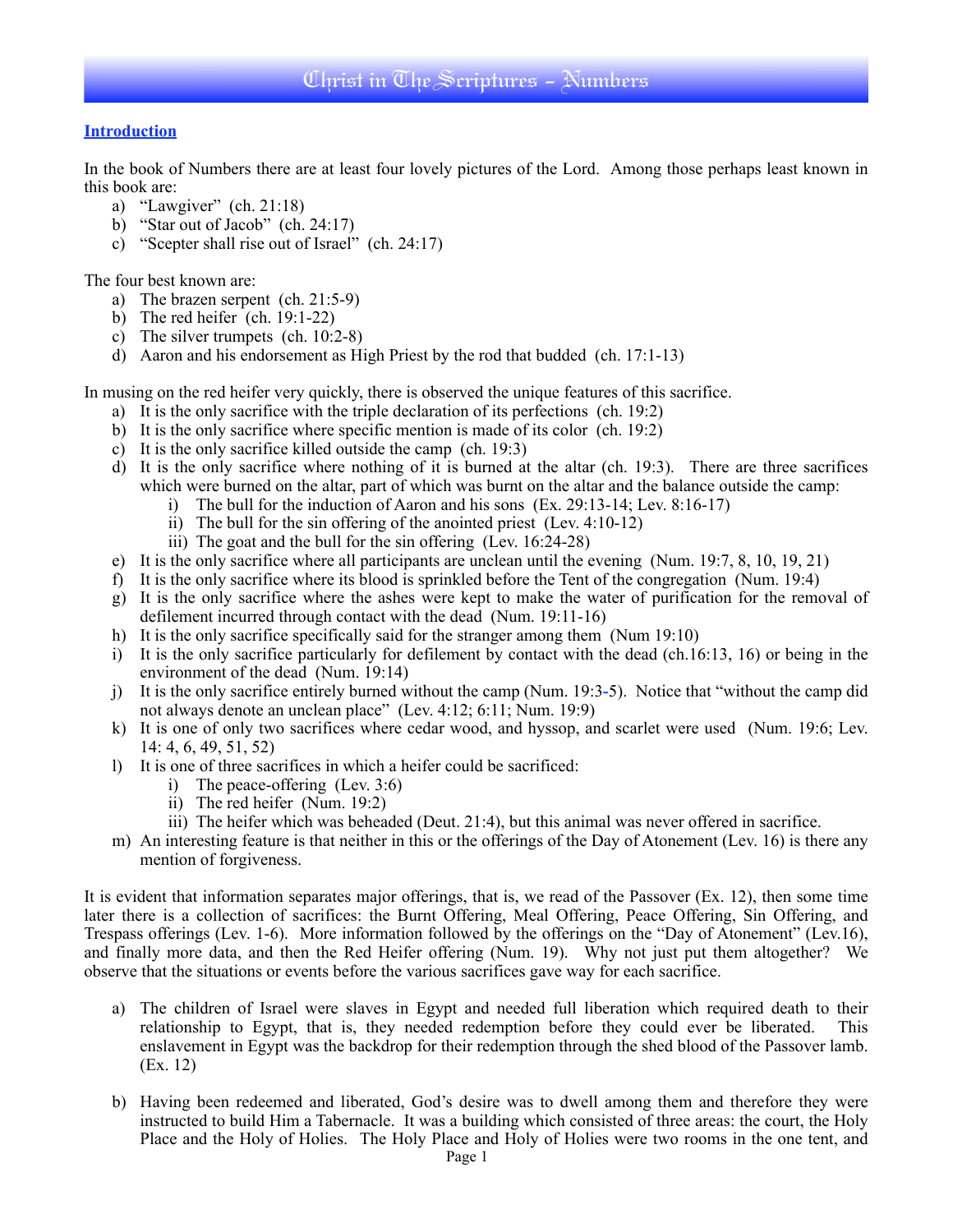# Christ in The Scriptures - Numbers

## Introduction

In the book of Numbers there are at least four lovely pictures of the Lord. Among those perhaps least known in this book are:

a) "Lawgiver" (ch. 21:18)
b) "Star out of Jacob" (ch. 24:17)
c) "Scepter shall rise out of Israel" (ch. 24:17)

The four best known are:

a) The brazen serpent (ch. 21:5-9)
b) The red heifer (ch. 19:1-22)
c) The silver trumpets (ch. 10:2-8)
d) Aaron and his endorsement as High Priest by the rod that budded (ch. 17:1-13)

In musing on the red heifer very quickly, there is observed the unique features of this sacrifice.

a) It is the only sacrifice with the triple declaration of its perfections (ch. 19:2)
b) It is the only sacrifice where specific mention is made of its color (ch. 19:2)
c) It is the only sacrifice killed outside the camp (ch. 19:3)
d) It is the only sacrifice where nothing of it is burned at the altar (ch. 19:3). There are three sacrifices which were burned on the altar, part of which was burnt on the altar and the balance outside the camp:
   i) The bull for the induction of Aaron and his sons (Ex. 29:13-14; Lev. 8:16-17)
   ii) The bull for the sin offering of the anointed priest (Lev. 4:10-12)
   iii) The goat and the bull for the sin offering (Lev. 16:24-28)
e) It is the only sacrifice where all participants are unclean until the evening (Num. 19:7, 8, 10, 19, 21)
f) It is the only sacrifice where its blood is sprinkled before the Tent of the congregation (Num. 19:4)
g) It is the only sacrifice where the ashes were kept to make the water of purification for the removal of defilement incurred through contact with the dead (Num. 19:11-16)
h) It is the only sacrifice specifically said for the stranger among them (Num 19:10)
i) It is the only sacrifice particularly for defilement by contact with the dead (ch.16:13, 16) or being in the environment of the dead (Num. 19:14)
j) It is the only sacrifice entirely burned without the camp (Num. 19:3-5). Notice that "without the camp did not always denote an unclean place" (Lev. 4:12; 6:11; Num. 19:9)
k) It is one of only two sacrifices where cedar wood, and hyssop, and scarlet were used (Num. 19:6; Lev. 14: 4, 6, 49, 51, 52)
l) It is one of three sacrifices in which a heifer could be sacrificed:
   i) The peace-offering (Lev. 3:6)
   ii) The red heifer (Num. 19:2)
   iii) The heifer which was beheaded (Deut. 21:4), but this animal was never offered in sacrifice.
m) An interesting feature is that neither in this or the offerings of the Day of Atonement (Lev. 16) is there any mention of forgiveness.

It is evident that information separates major offerings, that is, we read of the Passover (Ex. 12), then some time later there is a collection of sacrifices: the Burnt Offering, Meal Offering, Peace Offering, Sin Offering, and Trespass offerings (Lev. 1-6). More information followed by the offerings on the "Day of Atonement" (Lev.16), and finally more data, and then the Red Heifer offering (Num. 19). Why not just put them altogether? We observe that the situations or events before the various sacrifices gave way for each sacrifice.

a) The children of Israel were slaves in Egypt and needed full liberation which required death to their relationship to Egypt, that is, they needed redemption before they could ever be liberated. This enslavement in Egypt was the backdrop for their redemption through the shed blood of the Passover lamb. (Ex. 12)

b) Having been redeemed and liberated, God's desire was to dwell among them and therefore they were instructed to build Him a Tabernacle. It was a building which consisted of three areas: the court, the Holy Place and the Holy of Holies. The Holy Place and Holy of Holies were two rooms in the one tent, and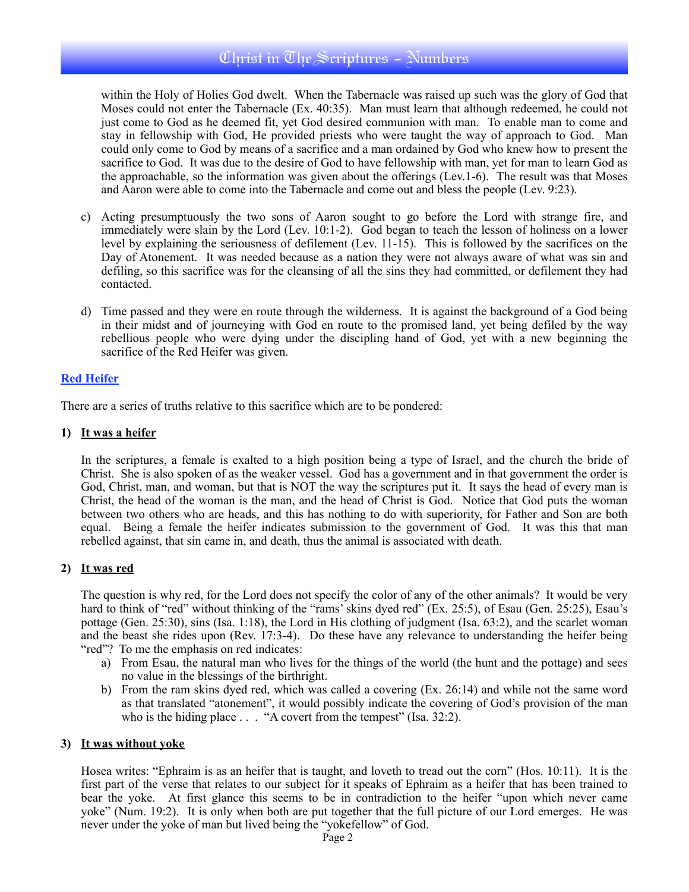within the Holy of Holies God dwelt. When the Tabernacle was raised up such was the glory of God that Moses could not enter the Tabernacle (Ex. 40:35). Man must learn that although redeemed, he could not just come to God as he deemed fit, yet God desired communion with man. To enable man to come and stay in fellowship with God, He provided priests who were taught the way of approach to God. Man could only come to God by means of a sacrifice and a man ordained by God who knew how to present the sacrifice to God. It was due to the desire of God to have fellowship with man, yet for man to learn God as the approachable, so the information was given about the offerings (Lev.1-6). The result was that Moses and Aaron were able to come into the Tabernacle and come out and bless the people (Lev. 9:23).

c) Acting presumptuously the two sons of Aaron sought to go before the Lord with strange fire, and immediately were slain by the Lord (Lev. 10:1-2). God began to teach the lesson of holiness on a lower level by explaining the seriousness of defilement (Lev. 11-15). This is followed by the sacrifices on the Day of Atonement. It was needed because as a nation they were not always aware of what was sin and defiling, so this sacrifice was for the cleansing of all the sins they had committed, or defilement they had contacted.

d) Time passed and they were en route through the wilderness. It is against the background of a God being in their midst and of journeying with God en route to the promised land, yet being defiled by the way rebellious people who were dying under the discipling hand of God, yet with a new beginning the sacrifice of the Red Heifer was given.

## Red Heifer

There are a series of truths relative to this sacrifice which are to be pondered:

### 1) It was a heifer

In the scriptures, a female is exalted to a high position being a type of Israel, and the church the bride of Christ. She is also spoken of as the weaker vessel. God has a government and in that government the order is God, Christ, man, and woman, but that is NOT the way the scriptures put it. It says the head of every man is Christ, the head of the woman is the man, and the head of Christ is God. Notice that God puts the woman between two others who are heads, and this has nothing to do with superiority, for Father and Son are both equal. Being a female the heifer indicates submission to the government of God. It was this that man rebelled against, that sin came in, and death, thus the animal is associated with death.

### 2) It was red

The question is why red, for the Lord does not specify the color of any of the other animals? It would be very hard to think of "red" without thinking of the "rams' skins dyed red" (Ex. 25:5), of Esau (Gen. 25:25), Esau's pottage (Gen. 25:30), sins (Isa. 1:18), the Lord in His clothing of judgment (Isa. 63:2), and the scarlet woman and the beast she rides upon (Rev. 17:3-4). Do these have any relevance to understanding the heifer being "red"? To me the emphasis on red indicates:

a) From Esau, the natural man who lives for the things of the world (the hunt and the pottage) and sees no value in the blessings of the birthright.
b) From the ram skins dyed red, which was called a covering (Ex. 26:14) and while not the same word as that translated "atonement", it would possibly indicate the covering of God's provision of the man who is the hiding place . . . "A covert from the tempest" (Isa. 32:2).

### 3) It was without yoke

Hosea writes: "Ephraim is as an heifer that is taught, and loveth to tread out the corn" (Hos. 10:11). It is the first part of the verse that relates to our subject for it speaks of Ephraim as a heifer that has been trained to bear the yoke. At first glance this seems to be in contradiction to the heifer "upon which never came yoke" (Num. 19:2). It is only when both are put together that the full picture of our Lord emerges. He was never under the yoke of man but lived being the "yokefellow" of God.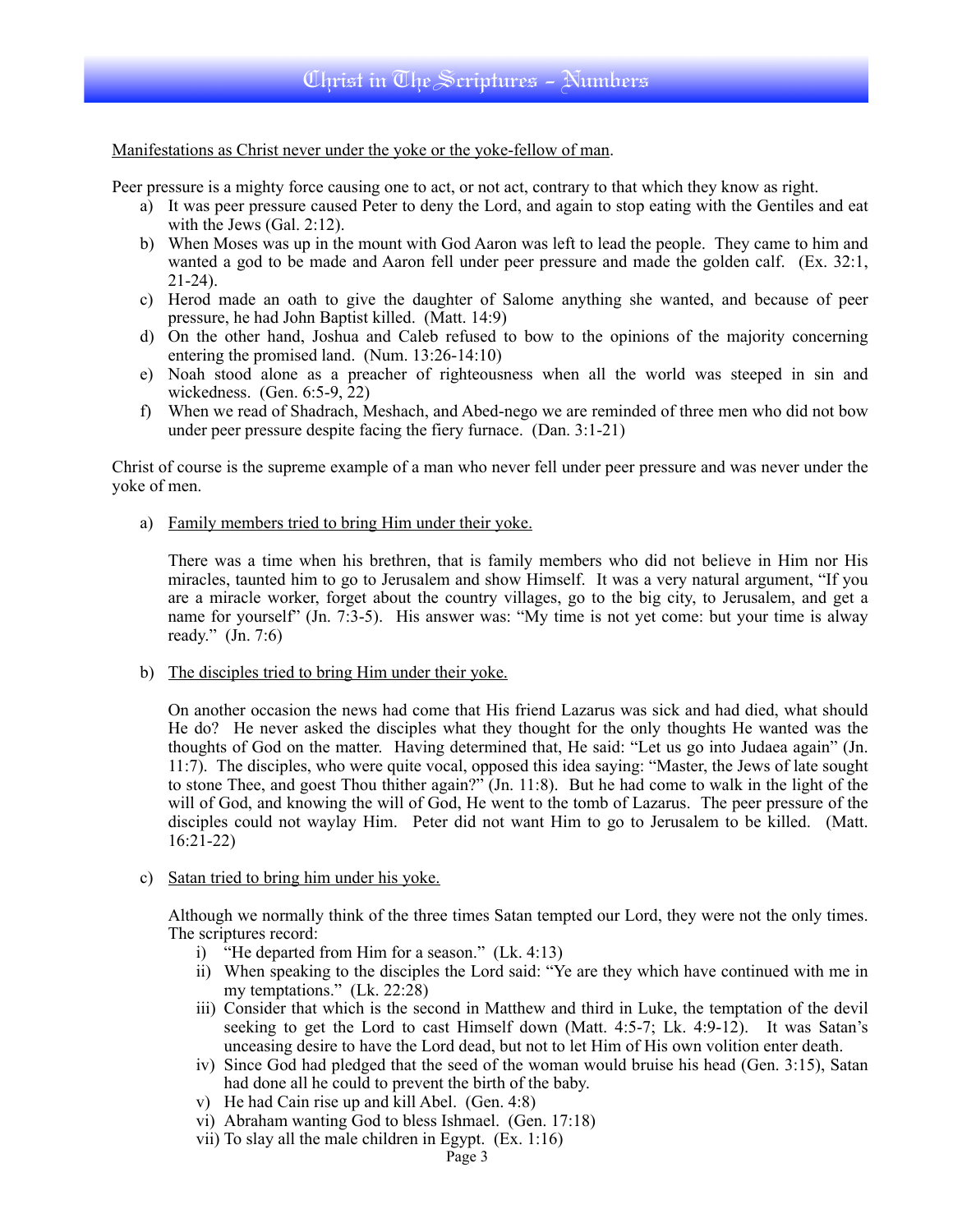Manifestations as Christ never under the yoke or the yoke-fellow of man.

Peer pressure is a mighty force causing one to act, or not act, contrary to that which they know as right.

a) It was peer pressure caused Peter to deny the Lord, and again to stop eating with the Gentiles and eat with the Jews (Gal. 2:12).
b) When Moses was up in the mount with God Aaron was left to lead the people. They came to him and wanted a god to be made and Aaron fell under peer pressure and made the golden calf. (Ex. 32:1, 21-24).
c) Herod made an oath to give the daughter of Salome anything she wanted, and because of peer pressure, he had John Baptist killed. (Matt. 14:9)
d) On the other hand, Joshua and Caleb refused to bow to the opinions of the majority concerning entering the promised land. (Num. 13:26-14:10)
e) Noah stood alone as a preacher of righteousness when all the world was steeped in sin and wickedness. (Gen. 6:5-9, 22)
f) When we read of Shadrach, Meshach, and Abed-nego we are reminded of three men who did not bow under peer pressure despite facing the fiery furnace. (Dan. 3:1-21)

Christ of course is the supreme example of a man who never fell under peer pressure and was never under the yoke of men.

a) Family members tried to bring Him under their yoke.

   There was a time when his brethren, that is family members who did not believe in Him nor His miracles, taunted him to go to Jerusalem and show Himself. It was a very natural argument, "If you are a miracle worker, forget about the country villages, go to the big city, to Jerusalem, and get a name for yourself" (Jn. 7:3-5). His answer was: "My time is not yet come: but your time is alway ready." (Jn. 7:6)

b) The disciples tried to bring Him under their yoke.

   On another occasion the news had come that His friend Lazarus was sick and had died, what should He do? He never asked the disciples what they thought for the only thoughts He wanted was the thoughts of God on the matter. Having determined that, He said: "Let us go into Judaea again" (Jn. 11:7). The disciples, who were quite vocal, opposed this idea saying: "Master, the Jews of late sought to stone Thee, and goest Thou thither again?" (Jn. 11:8). But he had come to walk in the light of the will of God, and knowing the will of God, He went to the tomb of Lazarus. The peer pressure of the disciples could not waylay Him. Peter did not want Him to go to Jerusalem to be killed. (Matt. 16:21-22)

c) Satan tried to bring him under his yoke.

   Although we normally think of the three times Satan tempted our Lord, they were not the only times. The scriptures record:

   i) "He departed from Him for a season." (Lk. 4:13)
   ii) When speaking to the disciples the Lord said: "Ye are they which have continued with me in my temptations." (Lk. 22:28)
   iii) Consider that which is the second in Matthew and third in Luke, the temptation of the devil seeking to get the Lord to cast Himself down (Matt. 4:5-7; Lk. 4:9-12). It was Satan's unceasing desire to have the Lord dead, but not to let Him of His own volition enter death.
   iv) Since God had pledged that the seed of the woman would bruise his head (Gen. 3:15), Satan had done all he could to prevent the birth of the baby.
   v) He had Cain rise up and kill Abel. (Gen. 4:8)
   vi) Abraham wanting God to bless Ishmael. (Gen. 17:18)
   vii) To slay all the male children in Egypt. (Ex. 1:16)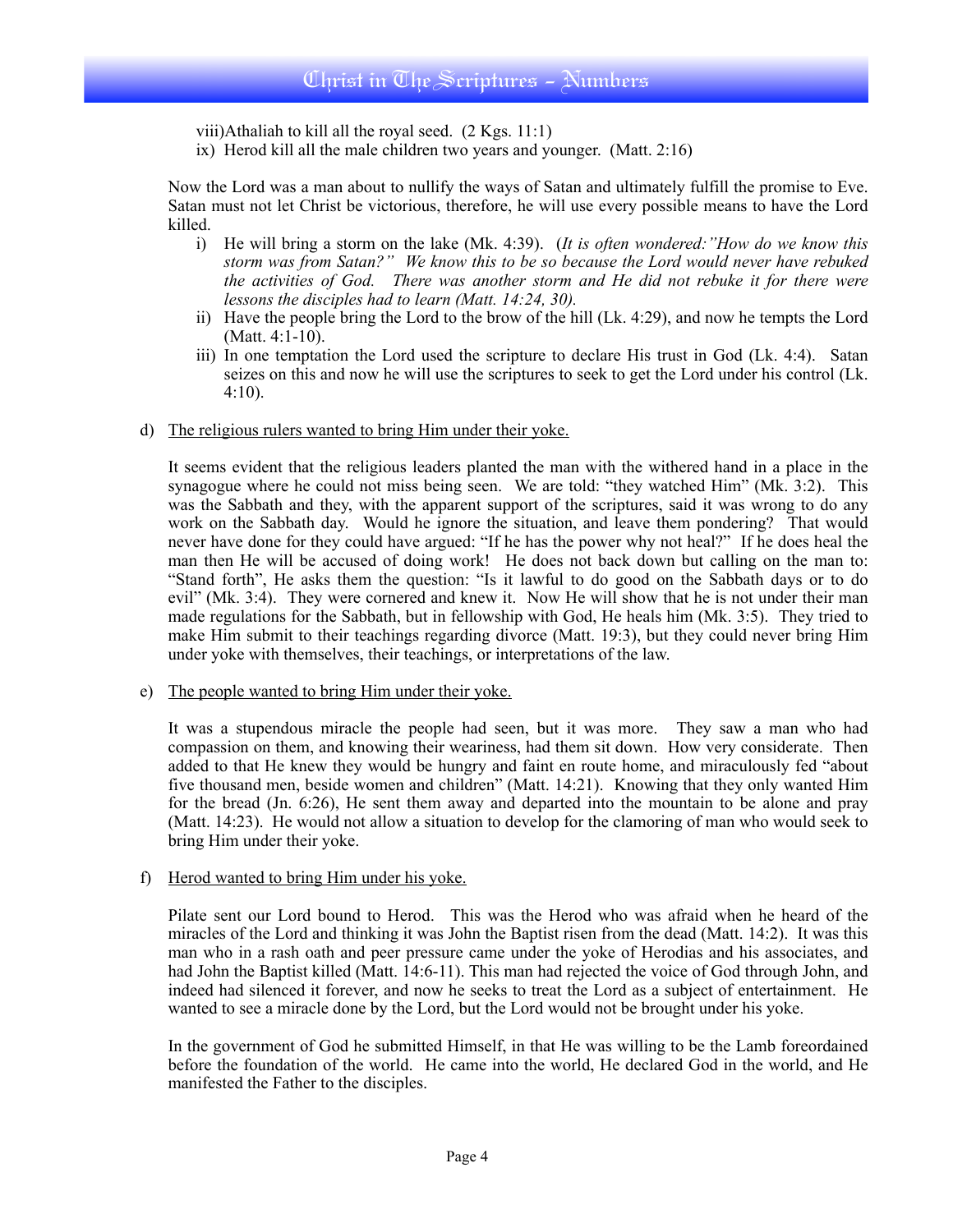viii)Athaliah to kill all the royal seed. (2 Kgs. 11:1)
ix) Herod kill all the male children two years and younger. (Matt. 2:16)

Now the Lord was a man about to nullify the ways of Satan and ultimately fulfill the promise to Eve. Satan must not let Christ be victorious, therefore, he will use every possible means to have the Lord killed.

i) He will bring a storm on the lake (Mk. 4:39). (*It is often wondered:"How do we know this storm was from Satan?" We know this to be so because the Lord would never have rebuked the activities of God. There was another storm and He did not rebuke it for there were lessons the disciples had to learn (Matt. 14:24, 30).*
ii) Have the people bring the Lord to the brow of the hill (Lk. 4:29), and now he tempts the Lord (Matt. 4:1-10).
iii) In one temptation the Lord used the scripture to declare His trust in God (Lk. 4:4). Satan seizes on this and now he will use the scriptures to seek to get the Lord under his control (Lk. 4:10).

d) <u>The religious rulers wanted to bring Him under their yoke.</u>

It seems evident that the religious leaders planted the man with the withered hand in a place in the synagogue where he could not miss being seen. We are told: "they watched Him" (Mk. 3:2). This was the Sabbath and they, with the apparent support of the scriptures, said it was wrong to do any work on the Sabbath day. Would he ignore the situation, and leave them pondering? That would never have done for they could have argued: "If he has the power why not heal?" If he does heal the man then He will be accused of doing work! He does not back down but calling on the man to: "Stand forth", He asks them the question: "Is it lawful to do good on the Sabbath days or to do evil" (Mk. 3:4). They were cornered and knew it. Now He will show that he is not under their man made regulations for the Sabbath, but in fellowship with God, He heals him (Mk. 3:5). They tried to make Him submit to their teachings regarding divorce (Matt. 19:3), but they could never bring Him under yoke with themselves, their teachings, or interpretations of the law.

e) <u>The people wanted to bring Him under their yoke.</u>

It was a stupendous miracle the people had seen, but it was more. They saw a man who had compassion on them, and knowing their weariness, had them sit down. How very considerate. Then added to that He knew they would be hungry and faint en route home, and miraculously fed "about five thousand men, beside women and children" (Matt. 14:21). Knowing that they only wanted Him for the bread (Jn. 6:26), He sent them away and departed into the mountain to be alone and pray (Matt. 14:23). He would not allow a situation to develop for the clamoring of man who would seek to bring Him under their yoke.

f) <u>Herod wanted to bring Him under his yoke.</u>

Pilate sent our Lord bound to Herod. This was the Herod who was afraid when he heard of the miracles of the Lord and thinking it was John the Baptist risen from the dead (Matt. 14:2). It was this man who in a rash oath and peer pressure came under the yoke of Herodias and his associates, and had John the Baptist killed (Matt. 14:6-11). This man had rejected the voice of God through John, and indeed had silenced it forever, and now he seeks to treat the Lord as a subject of entertainment. He wanted to see a miracle done by the Lord, but the Lord would not be brought under his yoke.

In the government of God he submitted Himself, in that He was willing to be the Lamb foreordained before the foundation of the world. He came into the world, He declared God in the world, and He manifested the Father to the disciples.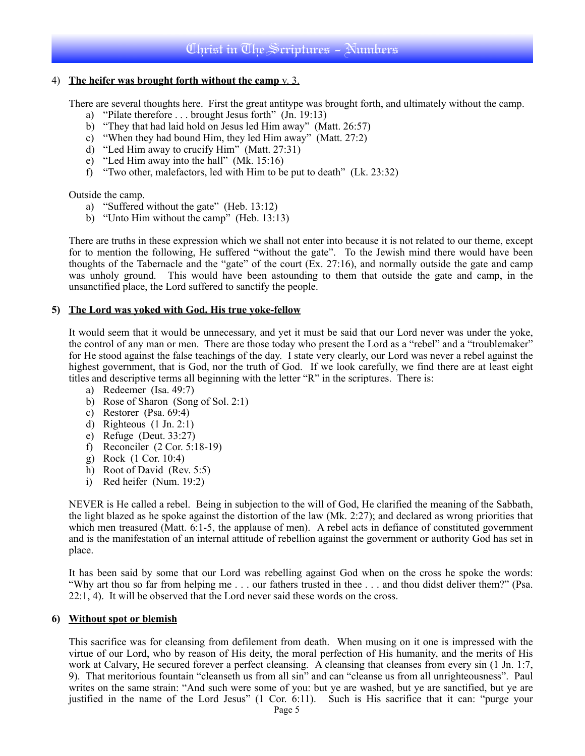4) **<u>The heifer was brought forth without the camp</u>** <u>v. 3.</u>

There are several thoughts here. First the great antitype was brought forth, and ultimately without the camp.

a) "Pilate therefore . . . brought Jesus forth" (Jn. 19:13)
b) "They that had laid hold on Jesus led Him away" (Matt. 26:57)
c) "When they had bound Him, they led Him away" (Matt. 27:2)
d) "Led Him away to crucify Him" (Matt. 27:31)
e) "Led Him away into the hall" (Mk. 15:16)
f) "Two other, malefactors, led with Him to be put to death" (Lk. 23:32)

Outside the camp.

a) "Suffered without the gate" (Heb. 13:12)
b) "Unto Him without the camp" (Heb. 13:13)

There are truths in these expression which we shall not enter into because it is not related to our theme, except for to mention the following, He suffered "without the gate". To the Jewish mind there would have been thoughts of the Tabernacle and the "gate" of the court (Ex. 27:16), and normally outside the gate and camp was unholy ground. This would have been astounding to them that outside the gate and camp, in the unsanctified place, the Lord suffered to sanctify the people.

**5) <u>The Lord was yoked with God, His true yoke-fellow</u>**

It would seem that it would be unnecessary, and yet it must be said that our Lord never was under the yoke, the control of any man or men. There are those today who present the Lord as a "rebel" and a "troublemaker" for He stood against the false teachings of the day. I state very clearly, our Lord was never a rebel against the highest government, that is God, nor the truth of God. If we look carefully, we find there are at least eight titles and descriptive terms all beginning with the letter "R" in the scriptures. There is:

a) Redeemer (Isa. 49:7)
b) Rose of Sharon (Song of Sol. 2:1)
c) Restorer (Psa. 69:4)
d) Righteous (1 Jn. 2:1)
e) Refuge (Deut. 33:27)
f) Reconciler (2 Cor. 5:18-19)
g) Rock (1 Cor. 10:4)
h) Root of David (Rev. 5:5)
i) Red heifer (Num. 19:2)

NEVER is He called a rebel. Being in subjection to the will of God, He clarified the meaning of the Sabbath, the light blazed as he spoke against the distortion of the law (Mk. 2:27); and declared as wrong priorities that which men treasured (Matt. 6:1-5, the applause of men). A rebel acts in defiance of constituted government and is the manifestation of an internal attitude of rebellion against the government or authority God has set in place.

It has been said by some that our Lord was rebelling against God when on the cross he spoke the words: "Why art thou so far from helping me . . . our fathers trusted in thee . . . and thou didst deliver them?" (Psa. 22:1, 4). It will be observed that the Lord never said these words on the cross.

**6) <u>Without spot or blemish</u>**

This sacrifice was for cleansing from defilement from death. When musing on it one is impressed with the virtue of our Lord, who by reason of His deity, the moral perfection of His humanity, and the merits of His work at Calvary, He secured forever a perfect cleansing. A cleansing that cleanses from every sin (1 Jn. 1:7, 9). That meritorious fountain "cleanseth us from all sin" and can "cleanse us from all unrighteousness". Paul writes on the same strain: "And such were some of you: but ye are washed, but ye are sanctified, but ye are justified in the name of the Lord Jesus" (1 Cor. 6:11). Such is His sacrifice that it can: "purge your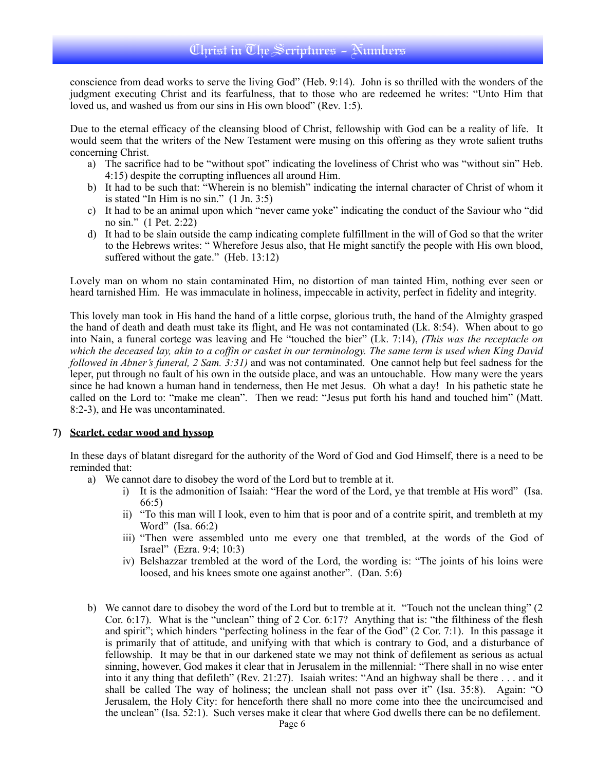conscience from dead works to serve the living God" (Heb. 9:14). John is so thrilled with the wonders of the judgment executing Christ and its fearfulness, that to those who are redeemed he writes: "Unto Him that loved us, and washed us from our sins in His own blood" (Rev. 1:5).

Due to the eternal efficacy of the cleansing blood of Christ, fellowship with God can be a reality of life. It would seem that the writers of the New Testament were musing on this offering as they wrote salient truths concerning Christ.

a) The sacrifice had to be "without spot" indicating the loveliness of Christ who was "without sin" Heb. 4:15) despite the corrupting influences all around Him.
b) It had to be such that: "Wherein is no blemish" indicating the internal character of Christ of whom it is stated "In Him is no sin." (1 Jn. 3:5)
c) It had to be an animal upon which "never came yoke" indicating the conduct of the Saviour who "did no sin." (1 Pet. 2:22)
d) It had to be slain outside the camp indicating complete fulfillment in the will of God so that the writer to the Hebrews writes: " Wherefore Jesus also, that He might sanctify the people with His own blood, suffered without the gate." (Heb. 13:12)

Lovely man on whom no stain contaminated Him, no distortion of man tainted Him, nothing ever seen or heard tarnished Him. He was immaculate in holiness, impeccable in activity, perfect in fidelity and integrity.

This lovely man took in His hand the hand of a little corpse, glorious truth, the hand of the Almighty grasped the hand of death and death must take its flight, and He was not contaminated (Lk. 8:54). When about to go into Nain, a funeral cortege was leaving and He "touched the bier" (Lk. 7:14), *(This was the receptacle on which the deceased lay, akin to a coffin or casket in our terminology. The same term is used when King David followed in Abner's funeral, 2 Sam. 3:31)* and was not contaminated. One cannot help but feel sadness for the leper, put through no fault of his own in the outside place, and was an untouchable. How many were the years since he had known a human hand in tenderness, then He met Jesus. Oh what a day! In his pathetic state he called on the Lord to: "make me clean". Then we read: "Jesus put forth his hand and touched him" (Matt. 8:2-3), and He was uncontaminated.

**7) <u>Scarlet, cedar wood and hyssop</u>**

In these days of blatant disregard for the authority of the Word of God and God Himself, there is a need to be reminded that:

a) We cannot dare to disobey the word of the Lord but to tremble at it.
   i) It is the admonition of Isaiah: "Hear the word of the Lord, ye that tremble at His word" (Isa. 66:5)
   ii) "To this man will I look, even to him that is poor and of a contrite spirit, and trembleth at my Word" (Isa. 66:2)
   iii) "Then were assembled unto me every one that trembled, at the words of the God of Israel" (Ezra. 9:4; 10:3)
   iv) Belshazzar trembled at the word of the Lord, the wording is: "The joints of his loins were loosed, and his knees smote one against another". (Dan. 5:6)

b) We cannot dare to disobey the word of the Lord but to tremble at it. "Touch not the unclean thing" (2 Cor. 6:17). What is the "unclean" thing of 2 Cor. 6:17? Anything that is: "the filthiness of the flesh and spirit"; which hinders "perfecting holiness in the fear of the God" (2 Cor. 7:1). In this passage it is primarily that of attitude, and unifying with that which is contrary to God, and a disturbance of fellowship. It may be that in our darkened state we may not think of defilement as serious as actual sinning, however, God makes it clear that in Jerusalem in the millennial: "There shall in no wise enter into it any thing that defileth" (Rev. 21:27). Isaiah writes: "And an highway shall be there . . . and it shall be called The way of holiness; the unclean shall not pass over it" (Isa. 35:8). Again: "O Jerusalem, the Holy City: for henceforth there shall no more come into thee the uncircumcised and the unclean" (Isa. 52:1). Such verses make it clear that where God dwells there can be no defilement.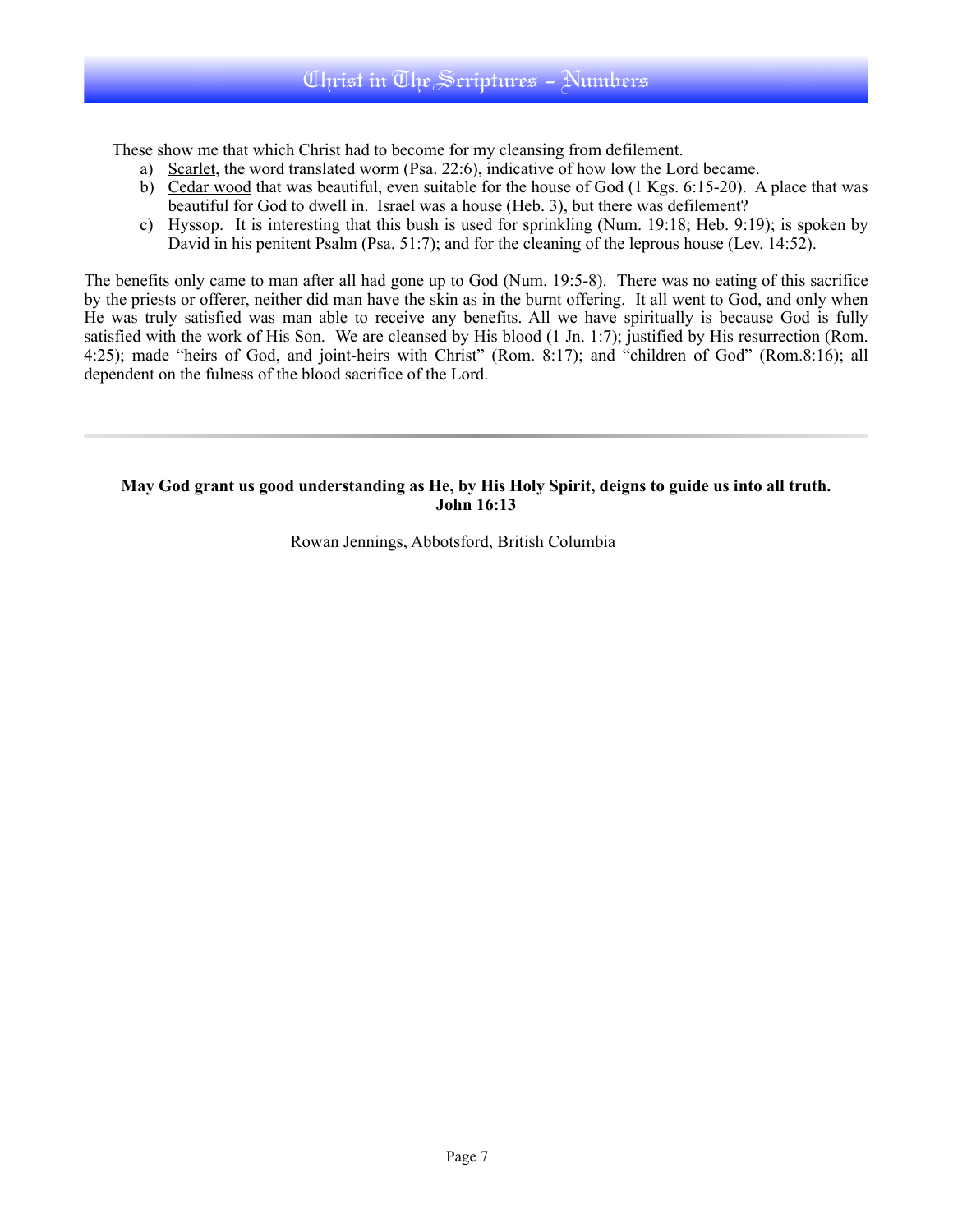These show me that which Christ had to become for my cleansing from defilement.

a) <u>Scarlet</u>, the word translated worm (Psa. 22:6), indicative of how low the Lord became.
b) <u>Cedar wood</u> that was beautiful, even suitable for the house of God (1 Kgs. 6:15-20). A place that was beautiful for God to dwell in. Israel was a house (Heb. 3), but there was defilement?
c) <u>Hyssop</u>. It is interesting that this bush is used for sprinkling (Num. 19:18; Heb. 9:19); is spoken by David in his penitent Psalm (Psa. 51:7); and for the cleaning of the leprous house (Lev. 14:52).

The benefits only came to man after all had gone up to God (Num. 19:5-8). There was no eating of this sacrifice by the priests or offerer, neither did man have the skin as in the burnt offering. It all went to God, and only when He was truly satisfied was man able to receive any benefits. All we have spiritually is because God is fully satisfied with the work of His Son. We are cleansed by His blood (1 Jn. 1:7); justified by His resurrection (Rom. 4:25); made "heirs of God, and joint-heirs with Christ" (Rom. 8:17); and "children of God" (Rom.8:16); all dependent on the fulness of the blood sacrifice of the Lord.

---

**May God grant us good understanding as He, by His Holy Spirit, deigns to guide us into all truth.**
**John 16:13**

Rowan Jennings, Abbotsford, British Columbia